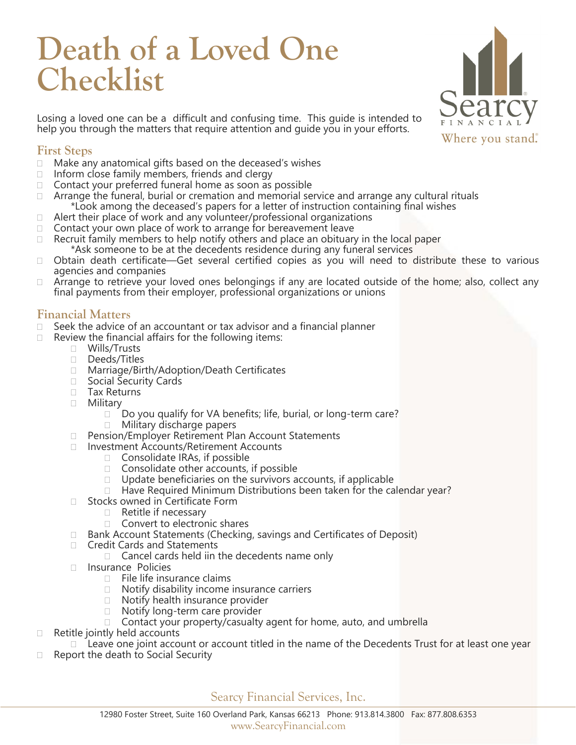# Death of a Loved One Checklist

Losing a loved one can be a difficult and confusing time. This guide is intended to help you through the matters that require attention and guide you in your efforts.

## First Steps

- ☐ Make any anatomical gifts based on the deceased's wishes
- ☐ Inform close family members, friends and clergy
- ☐ Contact your preferred funeral home as soon as possible
- ☐ Arrange the funeral, burial or cremation and memorial service and arrange any cultural rituals
  - *Look among the deceased's papers for a letter of instruction containing final wishes
- ☐ Alert their place of work and any volunteer/professional organizations
- ☐ Contact your own place of work to arrange for bereavement leave
- ☐ Recruit family members to help notify others and place an obituary in the local paper
  - *Ask someone to be at the decedents residence during any funeral services
- ☐ Obtain death certificate—Get several certified copies as you will need to distribute these to various agencies and companies
- ☐ Arrange to retrieve your loved ones belongings if any are located outside of the home; also, collect any final payments from their employer, professional organizations or unions

## Financial Matters

- ☐ Seek the advice of an accountant or tax advisor and a financial planner
- ☐ Review the financial affairs for the following items:
  - ☐ Wills/Trusts
  - ☐ Deeds/Titles
  - ☐ Marriage/Birth/Adoption/Death Certificates
  - ☐ Social Security Cards
  - ☐ Tax Returns
  - ☐ Military
    - ☐ Do you qualify for VA benefits; life, burial, or long-term care?
    - ☐ Military discharge papers
  - ☐ Pension/Employer Retirement Plan Account Statements
  - ☐ Investment Accounts/Retirement Accounts
    - ☐ Consolidate IRAs, if possible
    - ☐ Consolidate other accounts, if possible
    - ☐ Update beneficiaries on the survivors accounts, if applicable
    - ☐ Have Required Minimum Distributions been taken for the calendar year?
  - ☐ Stocks owned in Certificate Form
    - ☐ Retitle if necessary
    - ☐ Convert to electronic shares
  - ☐ Bank Account Statements (Checking, savings and Certificates of Deposit)
  - ☐ Credit Cards and Statements
    - ☐ Cancel cards held iin the decedents name only
  - ☐ Insurance Policies
    - ☐ File life insurance claims
    - ☐ Notify disability income insurance carriers
    - ☐ Notify health insurance provider
    - ☐ Notify long-term care provider
    - ☐ Contact your property/casualty agent for home, auto, and umbrella
- ☐ Retitle jointly held accounts
  - ☐ Leave one joint account or account titled in the name of the Decedents Trust for at least one year
- ☐ Report the death to Social Security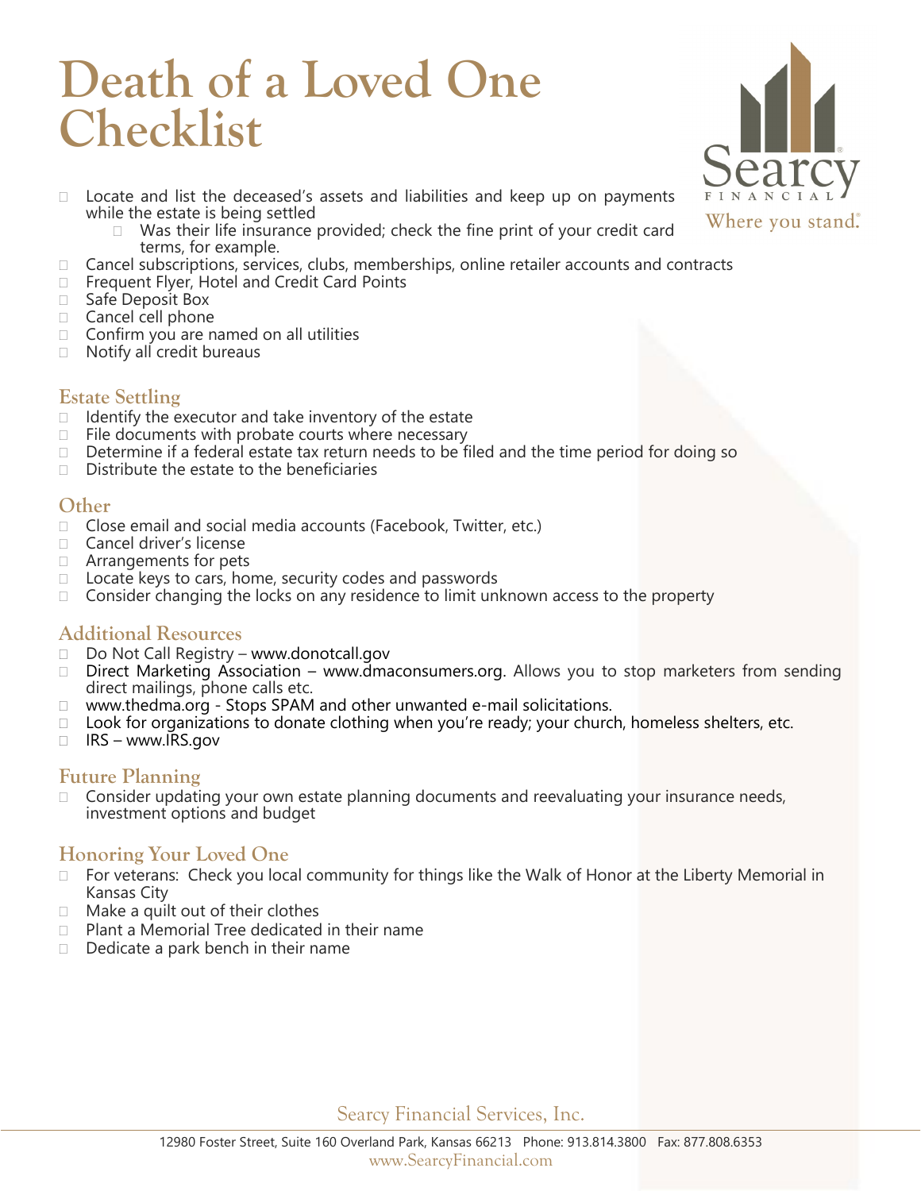# Death of a Loved One Checklist

- Locate and list the deceased's assets and liabilities and keep up on payments while the estate is being settled
  - Was their life insurance provided; check the fine print of your credit card terms, for example.
- Cancel subscriptions, services, clubs, memberships, online retailer accounts and contracts
- Frequent Flyer, Hotel and Credit Card Points
- Safe Deposit Box
- Cancel cell phone
- Confirm you are named on all utilities
- Notify all credit bureaus

## Estate Settling

- Identify the executor and take inventory of the estate
- File documents with probate courts where necessary
- Determine if a federal estate tax return needs to be filed and the time period for doing so
- Distribute the estate to the beneficiaries

## Other

- Close email and social media accounts (Facebook, Twitter, etc.)
- Cancel driver's license
- Arrangements for pets
- Locate keys to cars, home, security codes and passwords
- Consider changing the locks on any residence to limit unknown access to the property

## Additional Resources

- Do Not Call Registry – www.donotcall.gov
- Direct Marketing Association – www.dmaconsumers.org. Allows you to stop marketers from sending direct mailings, phone calls etc.
- www.thedma.org - Stops SPAM and other unwanted e-mail solicitations.
- Look for organizations to donate clothing when you're ready; your church, homeless shelters, etc.
- IRS – www.IRS.gov

## Future Planning

- Consider updating your own estate planning documents and reevaluating your insurance needs, investment options and budget

## Honoring Your Loved One

- For veterans: Check you local community for things like the Walk of Honor at the Liberty Memorial in Kansas City
- Make a quilt out of their clothes
- Plant a Memorial Tree dedicated in their name
- Dedicate a park bench in their name

Searcy Financial Services, Inc.

12980 Foster Street, Suite 160 Overland Park, Kansas 66213 Phone: 913.814.3800 Fax: 877.808.6353

www.SearcyFinancial.com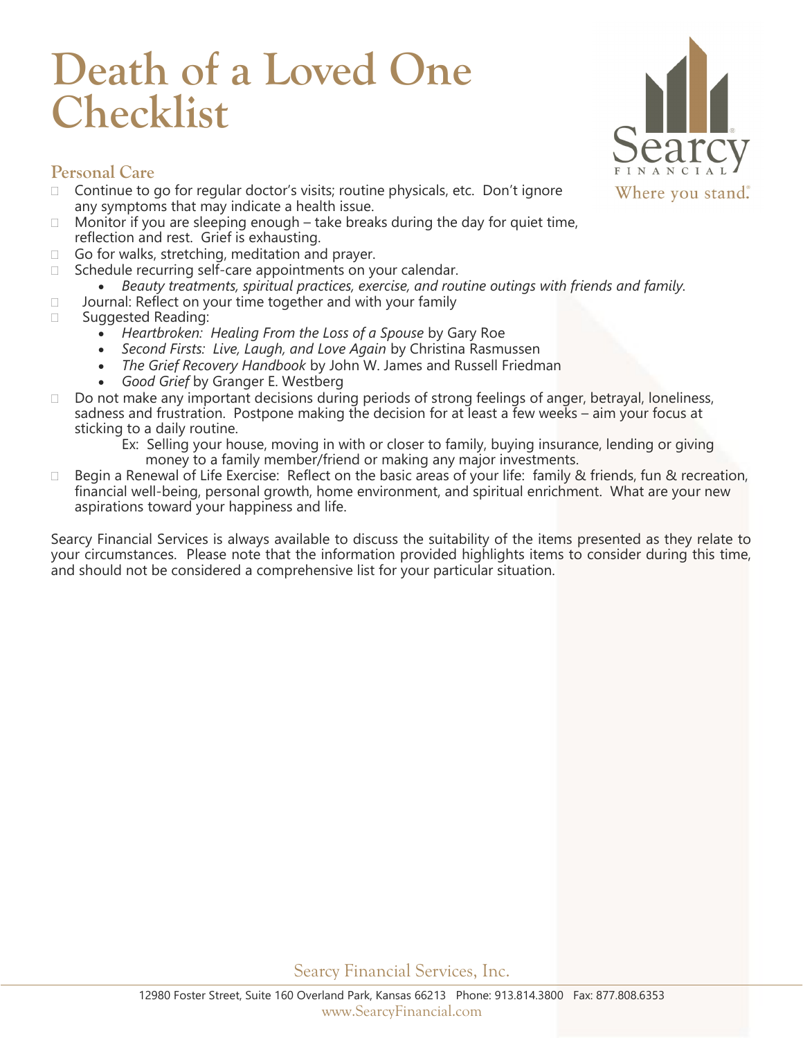# Death of a Loved One Checklist

## Personal Care

- ☐ Continue to go for regular doctor's visits; routine physicals, etc. Don't ignore any symptoms that may indicate a health issue.
- ☐ Monitor if you are sleeping enough – take breaks during the day for quiet time, reflection and rest. Grief is exhausting.
- ☐ Go for walks, stretching, meditation and prayer.
- ☐ Schedule recurring self-care appointments on your calendar.
  - *Beauty treatments, spiritual practices, exercise, and routine outings with friends and family.*
- ☐ Journal: Reflect on your time together and with your family
- ☐ Suggested Reading:
  - *Heartbroken: Healing From the Loss of a Spouse* by Gary Roe
  - *Second Firsts: Live, Laugh, and Love Again* by Christina Rasmussen
  - *The Grief Recovery Handbook* by John W. James and Russell Friedman
  - *Good Grief* by Granger E. Westberg
- ☐ Do not make any important decisions during periods of strong feelings of anger, betrayal, loneliness, sadness and frustration. Postpone making the decision for at least a few weeks – aim your focus at sticking to a daily routine.

  Ex: Selling your house, moving in with or closer to family, buying insurance, lending or giving money to a family member/friend or making any major investments.
- ☐ Begin a Renewal of Life Exercise: Reflect on the basic areas of your life: family & friends, fun & recreation, financial well-being, personal growth, home environment, and spiritual enrichment. What are your new aspirations toward your happiness and life.

Searcy Financial Services is always available to discuss the suitability of the items presented as they relate to your circumstances. Please note that the information provided highlights items to consider during this time, and should not be considered a comprehensive list for your particular situation.